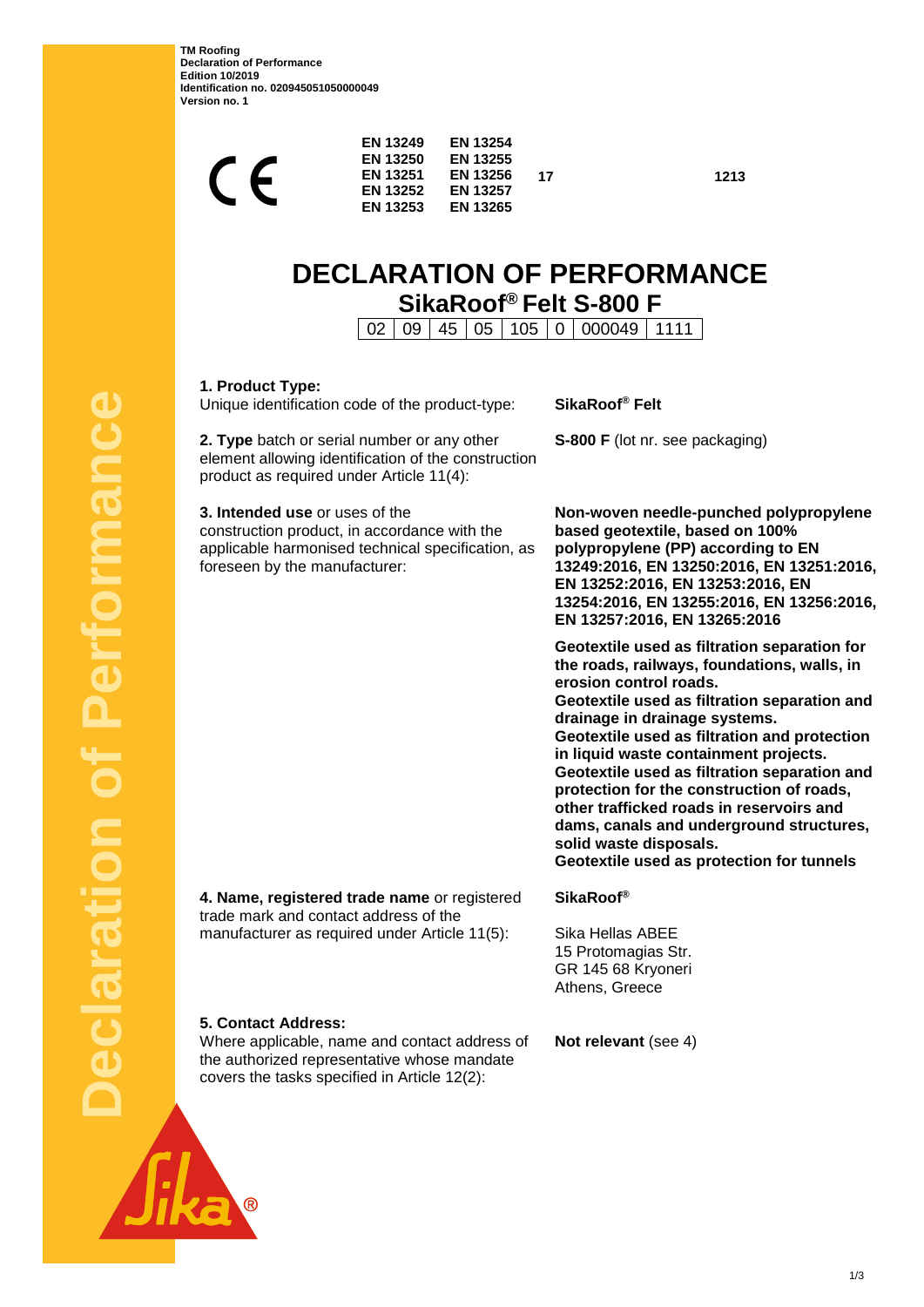TM Roofing
Declaration of Performance
Edition 10/2019
Identification no. 020945051050000049
Version no. 1

CE

| | | | |
|---|---|---|---|
| EN 13249 | EN 13254 | | |
| EN 13250 | EN 13255 | | |
| EN 13251 | EN 13256 | 17 | 1213 |
| EN 13252 | EN 13257 | | |
| EN 13253 | EN 13265 | | |

# DECLARATION OF PERFORMANCE

## SikaRoof® Felt S-800 F

| 02 | 09 | 45 | 05 | 105 | 0 | 000049 | 1111 |
|---|---|---|---|---|---|---|---|

**1. Product Type:**
Unique identification code of the product-type: **SikaRoof® Felt**

**2. Type** batch or serial number or any other element allowing identification of the construction product as required under Article 11(4): **S-800 F** (lot nr. see packaging)

**3. Intended use** or uses of the construction product, in accordance with the applicable harmonised technical specification, as foreseen by the manufacturer:

**Non-woven needle-punched polypropylene based geotextile, based on 100% polypropylene (PP) according to EN 13249:2016, EN 13250:2016, EN 13251:2016, EN 13252:2016, EN 13253:2016, EN 13254:2016, EN 13255:2016, EN 13256:2016, EN 13257:2016, EN 13265:2016**

**Geotextile used as filtration separation for the roads, railways, foundations, walls, in erosion control roads.**
**Geotextile used as filtration separation and drainage in drainage systems.**
**Geotextile used as filtration and protection in liquid waste containment projects.**
**Geotextile used as filtration separation and protection for the construction of roads, other trafficked roads in reservoirs and dams, canals and underground structures, solid waste disposals.**
**Geotextile used as protection for tunnels**

**4. Name, registered trade name** or registered trade mark and contact address of the manufacturer as required under Article 11(5):

**SikaRoof®**

Sika Hellas ABEE
15 Protomagias Str.
GR 145 68 Kryoneri
Athens, Greece

**5. Contact Address:**
Where applicable, name and contact address of the authorized representative whose mandate covers the tasks specified in Article 12(2): **Not relevant** (see 4)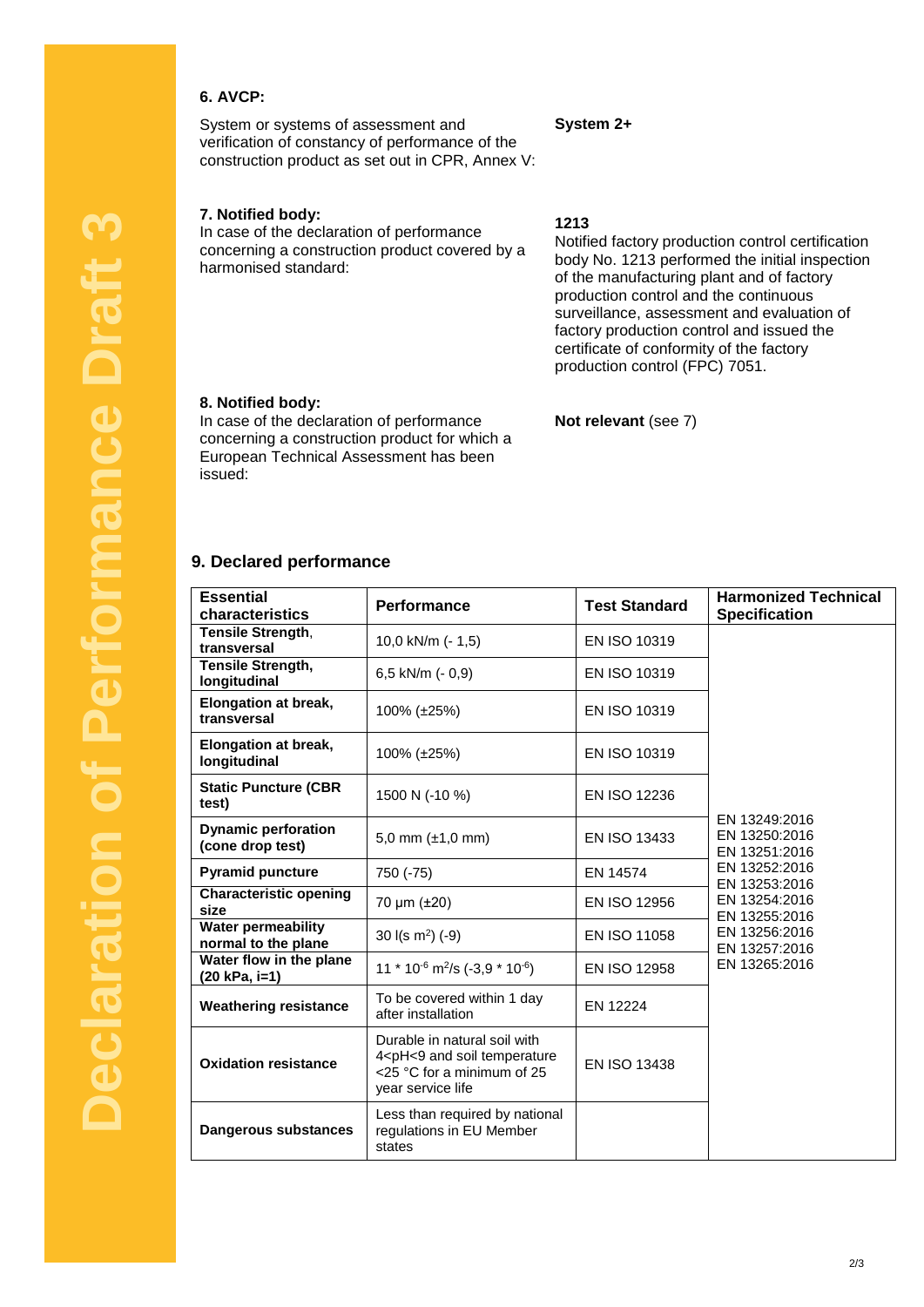Declaration of Performance Draft 3

## 6. AVCP:

System or systems of assessment and verification of constancy of performance of the construction product as set out in CPR, Annex V:

**System 2+**

## 7. Notified body:

In case of the declaration of performance concerning a construction product covered by a harmonised standard:

**1213**
Notified factory production control certification body No. 1213 performed the initial inspection of the manufacturing plant and of factory production control and the continuous surveillance, assessment and evaluation of factory production control and issued the certificate of conformity of the factory production control (FPC) 7051.

## 8. Notified body:

In case of the declaration of performance concerning a construction product for which a European Technical Assessment has been issued:

**Not relevant** (see 7)

## 9. Declared performance

| Essential characteristics | Performance | Test Standard | Harmonized Technical Specification |
|---|---|---|---|
| **Tensile Strength, transversal** | 10,0 kN/m (- 1,5) | EN ISO 10319 | EN 13249:2016<br>EN 13250:2016<br>EN 13251:2016<br>EN 13252:2016<br>EN 13253:2016<br>EN 13254:2016<br>EN 13255:2016<br>EN 13256:2016<br>EN 13257:2016<br>EN 13265:2016 |
| **Tensile Strength, longitudinal** | 6,5 kN/m (- 0,9) | EN ISO 10319 | |
| **Elongation at break, transversal** | 100% (±25%) | EN ISO 10319 | |
| **Elongation at break, longitudinal** | 100% (±25%) | EN ISO 10319 | |
| **Static Puncture (CBR test)** | 1500 N (-10 %) | EN ISO 12236 | |
| **Dynamic perforation (cone drop test)** | 5,0 mm (±1,0 mm) | EN ISO 13433 | |
| **Pyramid puncture** | 750 (-75) | EN 14574 | |
| **Characteristic opening size** | 70 µm (±20) | EN ISO 12956 | |
| **Water permeability normal to the plane** | 30 l(s $m^2$) (-9) | EN ISO 11058 | |
| **Water flow in the plane (20 kPa, i=1)** | 11 * $10^{-6}$ $m^2$/s (-3,9 * $10^{-6}$) | EN ISO 12958 | |
| **Weathering resistance** | To be covered within 1 day after installation | EN 12224 | |
| **Oxidation resistance** | Durable in natural soil with 4<pH<9 and soil temperature <25 °C for a minimum of 25 year service life | EN ISO 13438 | |
| **Dangerous substances** | Less than required by national regulations in EU Member states | | |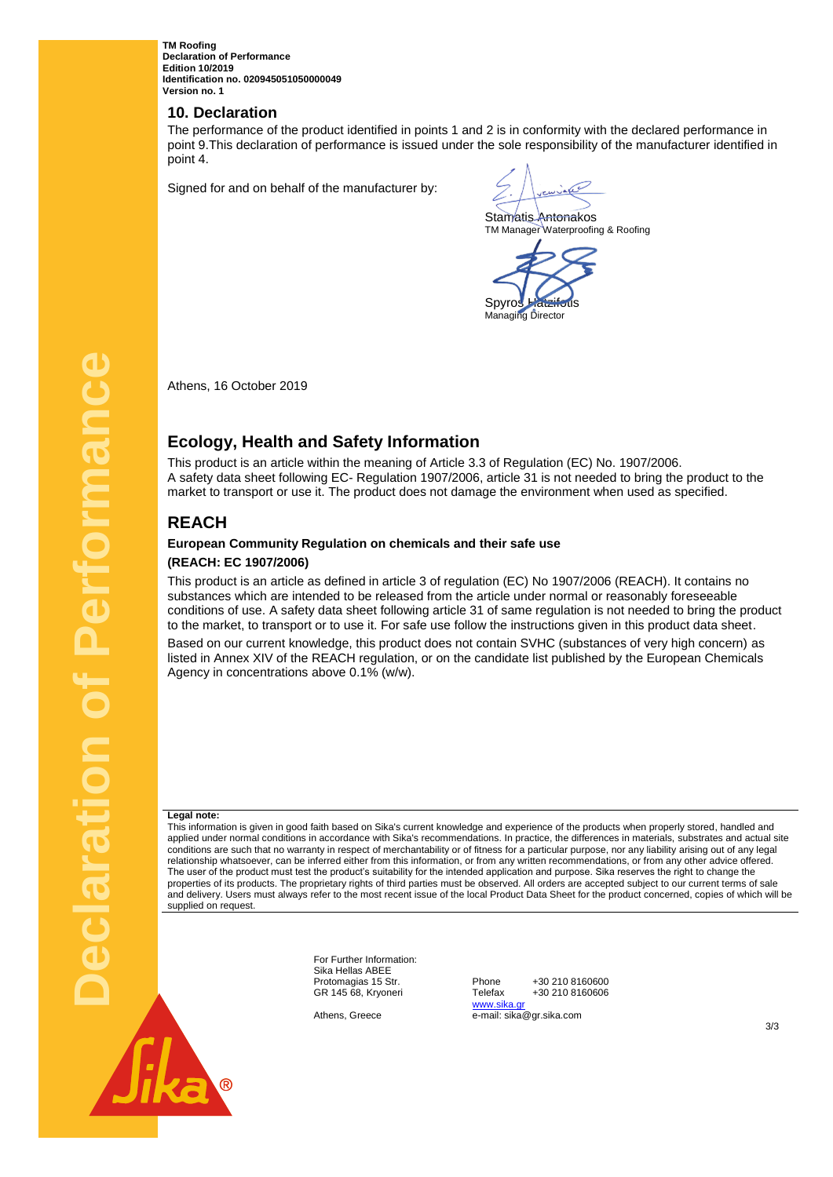**TM Roofing**
**Declaration of Performance**
**Edition 10/2019**
**Identification no. 020945051050000049**
**Version no. 1**

## 10. Declaration

The performance of the product identified in points 1 and 2 is in conformity with the declared performance in point 9.This declaration of performance is issued under the sole responsibility of the manufacturer identified in point 4.

Signed for and on behalf of the manufacturer by:

Stamatis Antonakos
TM Manager Waterproofing & Roofing

Spyros Hatzifotis
Managing Director

Athens, 16 October 2019

## Ecology, Health and Safety Information

This product is an article within the meaning of Article 3.3 of Regulation (EC) No. 1907/2006.
A safety data sheet following EC- Regulation 1907/2006, article 31 is not needed to bring the product to the market to transport or use it. The product does not damage the environment when used as specified.

## REACH

**European Community Regulation on chemicals and their safe use**

**(REACH: EC 1907/2006)**

This product is an article as defined in article 3 of regulation (EC) No 1907/2006 (REACH). It contains no substances which are intended to be released from the article under normal or reasonably foreseeable conditions of use. A safety data sheet following article 31 of same regulation is not needed to bring the product to the market, to transport or to use it. For safe use follow the instructions given in this product data sheet.

Based on our current knowledge, this product does not contain SVHC (substances of very high concern) as listed in Annex XIV of the REACH regulation, or on the candidate list published by the European Chemicals Agency in concentrations above 0.1% (w/w).

**Legal note:**

This information is given in good faith based on Sika's current knowledge and experience of the products when properly stored, handled and applied under normal conditions in accordance with Sika's recommendations. In practice, the differences in materials, substrates and actual site conditions are such that no warranty in respect of merchantability or of fitness for a particular purpose, nor any liability arising out of any legal relationship whatsoever, can be inferred either from this information, or from any written recommendations, or from any other advice offered. The user of the product must test the product's suitability for the intended application and purpose. Sika reserves the right to change the properties of its products. The proprietary rights of third parties must be observed. All orders are accepted subject to our current terms of sale and delivery. Users must always refer to the most recent issue of the local Product Data Sheet for the product concerned, copies of which will be supplied on request.

For Further Information:
Sika Hellas ABEE
Protomagias 15 Str.
GR 145 68, Kryoneri

Athens, Greece

Phone +30 210 8160600
Telefax +30 210 8160606
www.sika.gr
e-mail: sika@gr.sika.com